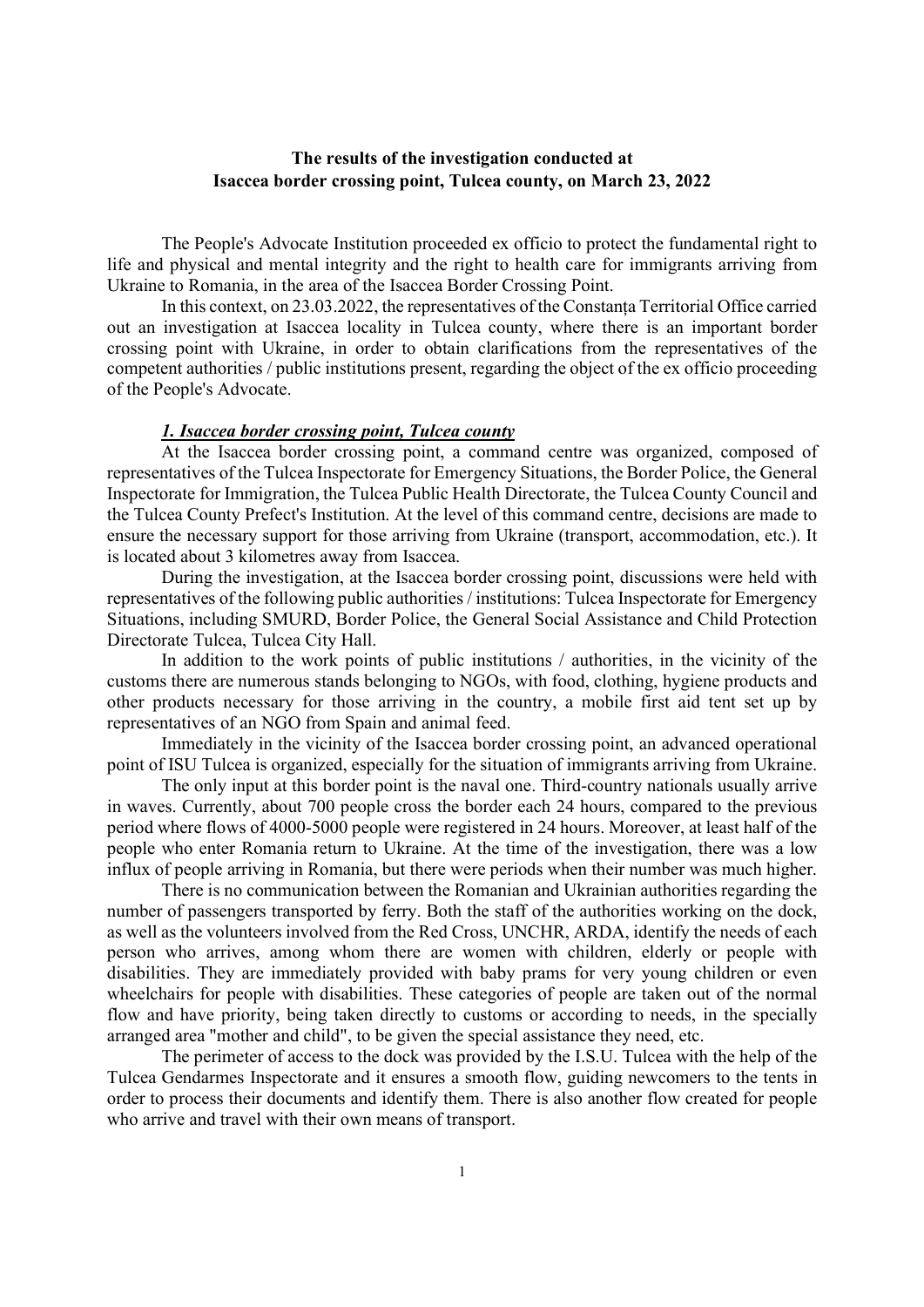# The results of the investigation conducted at Isaccea border crossing point, Tulcea county, on March 23, 2022

The People's Advocate Institution proceeded ex officio to protect the fundamental right to life and physical and mental integrity and the right to health care for immigrants arriving from Ukraine to Romania, in the area of the Isaccea Border Crossing Point.

In this context, on 23.03.2022, the representatives of the Constanța Territorial Office carried out an investigation at Isaccea locality in Tulcea county, where there is an important border crossing point with Ukraine, in order to obtain clarifications from the representatives of the competent authorities / public institutions present, regarding the object of the ex officio proceeding of the People's Advocate.

## *1. Isaccea border crossing point, Tulcea county*

At the Isaccea border crossing point, a command centre was organized, composed of representatives of the Tulcea Inspectorate for Emergency Situations, the Border Police, the General Inspectorate for Immigration, the Tulcea Public Health Directorate, the Tulcea County Council and the Tulcea County Prefect's Institution. At the level of this command centre, decisions are made to ensure the necessary support for those arriving from Ukraine (transport, accommodation, etc.). It is located about 3 kilometres away from Isaccea.

During the investigation, at the Isaccea border crossing point, discussions were held with representatives of the following public authorities / institutions: Tulcea Inspectorate for Emergency Situations, including SMURD, Border Police, the General Social Assistance and Child Protection Directorate Tulcea, Tulcea City Hall.

In addition to the work points of public institutions / authorities, in the vicinity of the customs there are numerous stands belonging to NGOs, with food, clothing, hygiene products and other products necessary for those arriving in the country, a mobile first aid tent set up by representatives of an NGO from Spain and animal feed.

Immediately in the vicinity of the Isaccea border crossing point, an advanced operational point of ISU Tulcea is organized, especially for the situation of immigrants arriving from Ukraine.

The only input at this border point is the naval one. Third-country nationals usually arrive in waves. Currently, about 700 people cross the border each 24 hours, compared to the previous period where flows of 4000-5000 people were registered in 24 hours. Moreover, at least half of the people who enter Romania return to Ukraine. At the time of the investigation, there was a low influx of people arriving in Romania, but there were periods when their number was much higher.

There is no communication between the Romanian and Ukrainian authorities regarding the number of passengers transported by ferry. Both the staff of the authorities working on the dock, as well as the volunteers involved from the Red Cross, UNCHR, ARDA, identify the needs of each person who arrives, among whom there are women with children, elderly or people with disabilities. They are immediately provided with baby prams for very young children or even wheelchairs for people with disabilities. These categories of people are taken out of the normal flow and have priority, being taken directly to customs or according to needs, in the specially arranged area "mother and child", to be given the special assistance they need, etc.

The perimeter of access to the dock was provided by the I.S.U. Tulcea with the help of the Tulcea Gendarmes Inspectorate and it ensures a smooth flow, guiding newcomers to the tents in order to process their documents and identify them. There is also another flow created for people who arrive and travel with their own means of transport.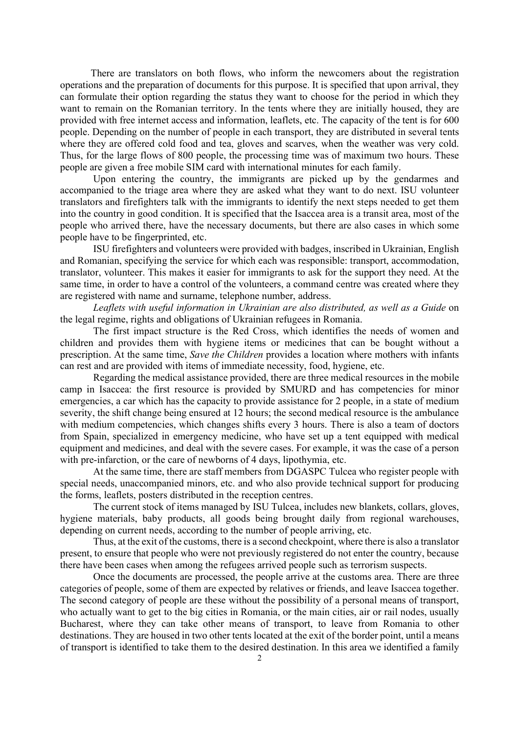There are translators on both flows, who inform the newcomers about the registration operations and the preparation of documents for this purpose. It is specified that upon arrival, they can formulate their option regarding the status they want to choose for the period in which they want to remain on the Romanian territory. In the tents where they are initially housed, they are provided with free internet access and information, leaflets, etc. The capacity of the tent is for 600 people. Depending on the number of people in each transport, they are distributed in several tents where they are offered cold food and tea, gloves and scarves, when the weather was very cold. Thus, for the large flows of 800 people, the processing time was of maximum two hours. These people are given a free mobile SIM card with international minutes for each family.

Upon entering the country, the immigrants are picked up by the gendarmes and accompanied to the triage area where they are asked what they want to do next. ISU volunteer translators and firefighters talk with the immigrants to identify the next steps needed to get them into the country in good condition. It is specified that the Isaccea area is a transit area, most of the people who arrived there, have the necessary documents, but there are also cases in which some people have to be fingerprinted, etc.

ISU firefighters and volunteers were provided with badges, inscribed in Ukrainian, English and Romanian, specifying the service for which each was responsible: transport, accommodation, translator, volunteer. This makes it easier for immigrants to ask for the support they need. At the same time, in order to have a control of the volunteers, a command centre was created where they are registered with name and surname, telephone number, address.

*Leaflets with useful information in Ukrainian are also distributed, as well as a Guide* on the legal regime, rights and obligations of Ukrainian refugees in Romania.

The first impact structure is the Red Cross, which identifies the needs of women and children and provides them with hygiene items or medicines that can be bought without a prescription. At the same time, *Save the Children* provides a location where mothers with infants can rest and are provided with items of immediate necessity, food, hygiene, etc.

Regarding the medical assistance provided, there are three medical resources in the mobile camp in Isaccea: the first resource is provided by SMURD and has competencies for minor emergencies, a car which has the capacity to provide assistance for 2 people, in a state of medium severity, the shift change being ensured at 12 hours; the second medical resource is the ambulance with medium competencies, which changes shifts every 3 hours. There is also a team of doctors from Spain, specialized in emergency medicine, who have set up a tent equipped with medical equipment and medicines, and deal with the severe cases. For example, it was the case of a person with pre-infarction, or the care of newborns of 4 days, lipothymia, etc.

At the same time, there are staff members from DGASPC Tulcea who register people with special needs, unaccompanied minors, etc. and who also provide technical support for producing the forms, leaflets, posters distributed in the reception centres.

The current stock of items managed by ISU Tulcea, includes new blankets, collars, gloves, hygiene materials, baby products, all goods being brought daily from regional warehouses, depending on current needs, according to the number of people arriving, etc.

Thus, at the exit of the customs, there is a second checkpoint, where there is also a translator present, to ensure that people who were not previously registered do not enter the country, because there have been cases when among the refugees arrived people such as terrorism suspects.

Once the documents are processed, the people arrive at the customs area. There are three categories of people, some of them are expected by relatives or friends, and leave Isaccea together. The second category of people are these without the possibility of a personal means of transport, who actually want to get to the big cities in Romania, or the main cities, air or rail nodes, usually Bucharest, where they can take other means of transport, to leave from Romania to other destinations. They are housed in two other tents located at the exit of the border point, until a means of transport is identified to take them to the desired destination. In this area we identified a family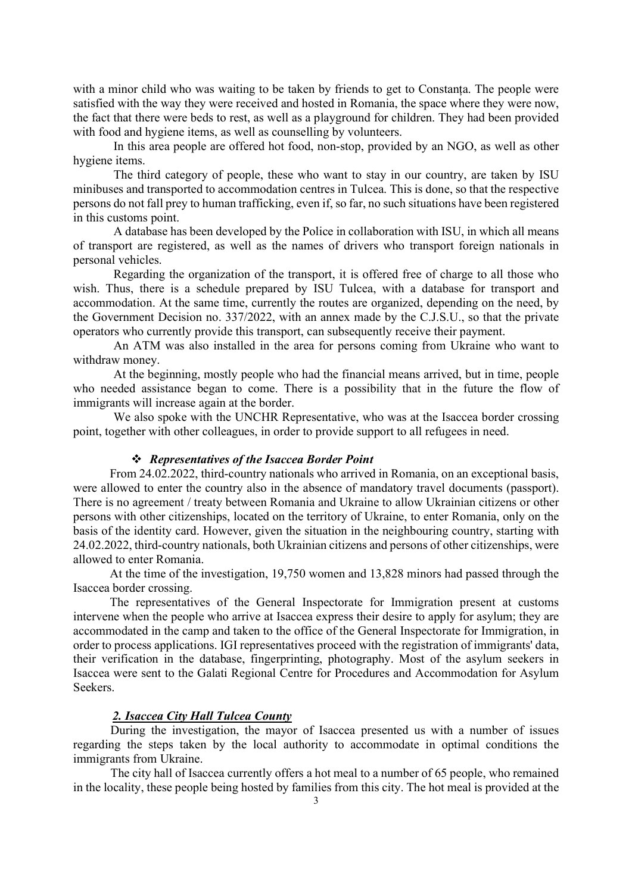with a minor child who was waiting to be taken by friends to get to Constanța. The people were satisfied with the way they were received and hosted in Romania, the space where they were now, the fact that there were beds to rest, as well as a playground for children. They had been provided with food and hygiene items, as well as counselling by volunteers.

In this area people are offered hot food, non-stop, provided by an NGO, as well as other hygiene items.

The third category of people, these who want to stay in our country, are taken by ISU minibuses and transported to accommodation centres in Tulcea. This is done, so that the respective persons do not fall prey to human trafficking, even if, so far, no such situations have been registered in this customs point.

A database has been developed by the Police in collaboration with ISU, in which all means of transport are registered, as well as the names of drivers who transport foreign nationals in personal vehicles.

Regarding the organization of the transport, it is offered free of charge to all those who wish. Thus, there is a schedule prepared by ISU Tulcea, with a database for transport and accommodation. At the same time, currently the routes are organized, depending on the need, by the Government Decision no. 337/2022, with an annex made by the C.J.S.U., so that the private operators who currently provide this transport, can subsequently receive their payment.

An ATM was also installed in the area for persons coming from Ukraine who want to withdraw money.

At the beginning, mostly people who had the financial means arrived, but in time, people who needed assistance began to come. There is a possibility that in the future the flow of immigrants will increase again at the border.

We also spoke with the UNCHR Representative, who was at the Isaccea border crossing point, together with other colleagues, in order to provide support to all refugees in need.

- ***Representatives of the Isaccea Border Point***

From 24.02.2022, third-country nationals who arrived in Romania, on an exceptional basis, were allowed to enter the country also in the absence of mandatory travel documents (passport). There is no agreement / treaty between Romania and Ukraine to allow Ukrainian citizens or other persons with other citizenships, located on the territory of Ukraine, to enter Romania, only on the basis of the identity card. However, given the situation in the neighbouring country, starting with 24.02.2022, third-country nationals, both Ukrainian citizens and persons of other citizenships, were allowed to enter Romania.

At the time of the investigation, 19,750 women and 13,828 minors had passed through the Isaccea border crossing.

The representatives of the General Inspectorate for Immigration present at customs intervene when the people who arrive at Isaccea express their desire to apply for asylum; they are accommodated in the camp and taken to the office of the General Inspectorate for Immigration, in order to process applications. IGI representatives proceed with the registration of immigrants' data, their verification in the database, fingerprinting, photography. Most of the asylum seekers in Isaccea were sent to the Galati Regional Centre for Procedures and Accommodation for Asylum Seekers.

***2. Isaccea City Hall Tulcea County***

During the investigation, the mayor of Isaccea presented us with a number of issues regarding the steps taken by the local authority to accommodate in optimal conditions the immigrants from Ukraine.

The city hall of Isaccea currently offers a hot meal to a number of 65 people, who remained in the locality, these people being hosted by families from this city. The hot meal is provided at the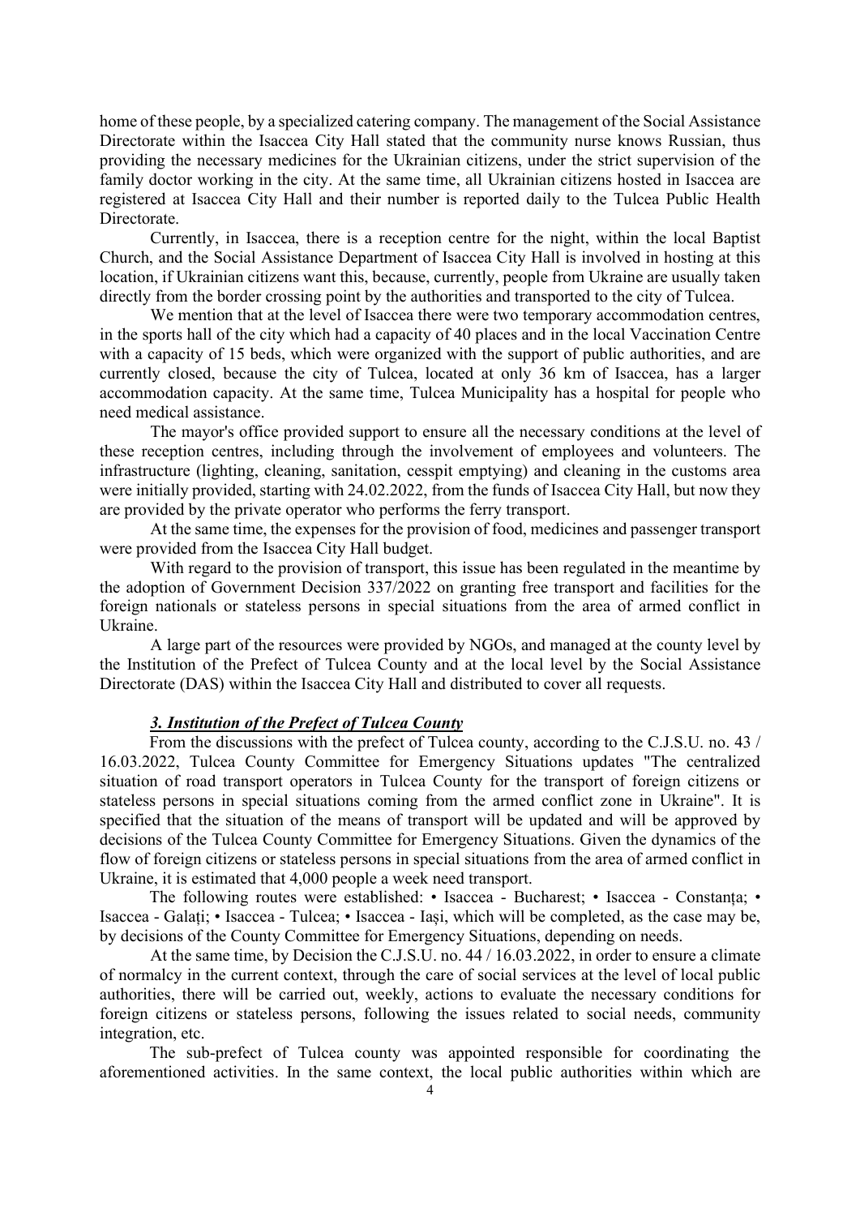home of these people, by a specialized catering company. The management of the Social Assistance Directorate within the Isaccea City Hall stated that the community nurse knows Russian, thus providing the necessary medicines for the Ukrainian citizens, under the strict supervision of the family doctor working in the city. At the same time, all Ukrainian citizens hosted in Isaccea are registered at Isaccea City Hall and their number is reported daily to the Tulcea Public Health Directorate.

Currently, in Isaccea, there is a reception centre for the night, within the local Baptist Church, and the Social Assistance Department of Isaccea City Hall is involved in hosting at this location, if Ukrainian citizens want this, because, currently, people from Ukraine are usually taken directly from the border crossing point by the authorities and transported to the city of Tulcea.

We mention that at the level of Isaccea there were two temporary accommodation centres, in the sports hall of the city which had a capacity of 40 places and in the local Vaccination Centre with a capacity of 15 beds, which were organized with the support of public authorities, and are currently closed, because the city of Tulcea, located at only 36 km of Isaccea, has a larger accommodation capacity. At the same time, Tulcea Municipality has a hospital for people who need medical assistance.

The mayor's office provided support to ensure all the necessary conditions at the level of these reception centres, including through the involvement of employees and volunteers. The infrastructure (lighting, cleaning, sanitation, cesspit emptying) and cleaning in the customs area were initially provided, starting with 24.02.2022, from the funds of Isaccea City Hall, but now they are provided by the private operator who performs the ferry transport.

At the same time, the expenses for the provision of food, medicines and passenger transport were provided from the Isaccea City Hall budget.

With regard to the provision of transport, this issue has been regulated in the meantime by the adoption of Government Decision 337/2022 on granting free transport and facilities for the foreign nationals or stateless persons in special situations from the area of armed conflict in Ukraine.

A large part of the resources were provided by NGOs, and managed at the county level by the Institution of the Prefect of Tulcea County and at the local level by the Social Assistance Directorate (DAS) within the Isaccea City Hall and distributed to cover all requests.

### ***3. Institution of the Prefect of Tulcea County***

From the discussions with the prefect of Tulcea county, according to the C.J.S.U. no. 43 / 16.03.2022, Tulcea County Committee for Emergency Situations updates "The centralized situation of road transport operators in Tulcea County for the transport of foreign citizens or stateless persons in special situations coming from the armed conflict zone in Ukraine". It is specified that the situation of the means of transport will be updated and will be approved by decisions of the Tulcea County Committee for Emergency Situations. Given the dynamics of the flow of foreign citizens or stateless persons in special situations from the area of armed conflict in Ukraine, it is estimated that 4,000 people a week need transport.

The following routes were established: • Isaccea - Bucharest; • Isaccea - Constanța; • Isaccea - Galați; • Isaccea - Tulcea; • Isaccea - Iași, which will be completed, as the case may be, by decisions of the County Committee for Emergency Situations, depending on needs.

At the same time, by Decision the C.J.S.U. no. 44 / 16.03.2022, in order to ensure a climate of normalcy in the current context, through the care of social services at the level of local public authorities, there will be carried out, weekly, actions to evaluate the necessary conditions for foreign citizens or stateless persons, following the issues related to social needs, community integration, etc.

The sub-prefect of Tulcea county was appointed responsible for coordinating the aforementioned activities. In the same context, the local public authorities within which are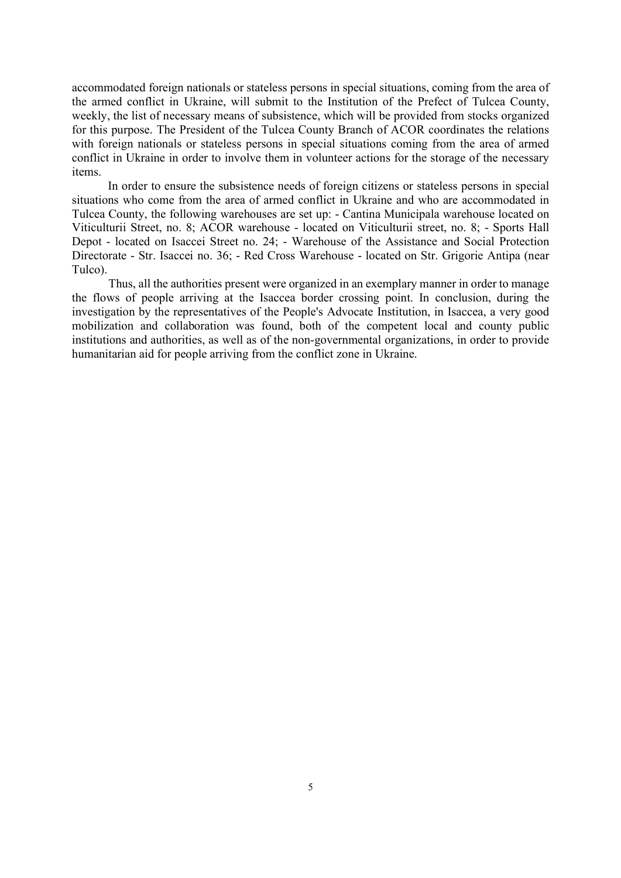accommodated foreign nationals or stateless persons in special situations, coming from the area of the armed conflict in Ukraine, will submit to the Institution of the Prefect of Tulcea County, weekly, the list of necessary means of subsistence, which will be provided from stocks organized for this purpose. The President of the Tulcea County Branch of ACOR coordinates the relations with foreign nationals or stateless persons in special situations coming from the area of armed conflict in Ukraine in order to involve them in volunteer actions for the storage of the necessary items.

In order to ensure the subsistence needs of foreign citizens or stateless persons in special situations who come from the area of armed conflict in Ukraine and who are accommodated in Tulcea County, the following warehouses are set up: - Cantina Municipala warehouse located on Viticulturii Street, no. 8; ACOR warehouse - located on Viticulturii street, no. 8; - Sports Hall Depot - located on Isaccei Street no. 24; - Warehouse of the Assistance and Social Protection Directorate - Str. Isaccei no. 36; - Red Cross Warehouse - located on Str. Grigorie Antipa (near Tulco).

Thus, all the authorities present were organized in an exemplary manner in order to manage the flows of people arriving at the Isaccea border crossing point. In conclusion, during the investigation by the representatives of the People's Advocate Institution, in Isaccea, a very good mobilization and collaboration was found, both of the competent local and county public institutions and authorities, as well as of the non-governmental organizations, in order to provide humanitarian aid for people arriving from the conflict zone in Ukraine.